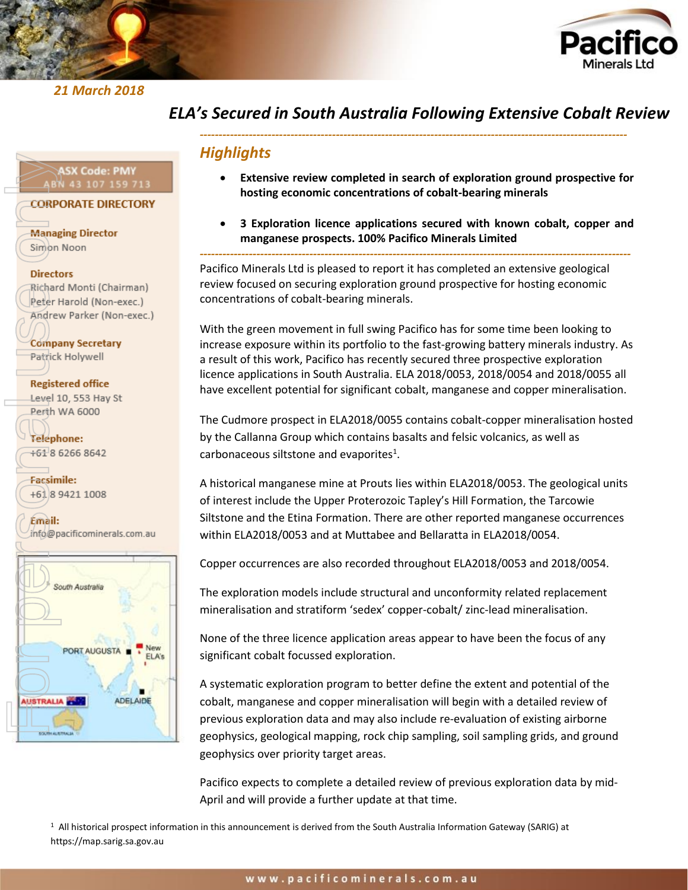21 March 2018

# ELA's Secured in South Australia Following Extensive Cobalt Review

**ASX Code: PMY**
ABN 43 107 159 713

**CORPORATE DIRECTORY**

**Managing Director**
Simon Noon

**Directors**
Richard Monti (Chairman)
Peter Harold (Non-exec.)
Andrew Parker (Non-exec.)

**Company Secretary**
Patrick Holywell

**Registered office**
Level 10, 553 Hay St
Perth WA 6000

**Telephone:**
+61 8 6266 8642

**Facsimile:**
+61 8 9421 1008

**Email:**
info@pacificominerals.com.au

## Highlights

- **Extensive review completed in search of exploration ground prospective for hosting economic concentrations of cobalt-bearing minerals**
- **3 Exploration licence applications secured with known cobalt, copper and manganese prospects. 100% Pacifico Minerals Limited**

Pacifico Minerals Ltd is pleased to report it has completed an extensive geological review focused on securing exploration ground prospective for hosting economic concentrations of cobalt-bearing minerals.

With the green movement in full swing Pacifico has for some time been looking to increase exposure within its portfolio to the fast-growing battery minerals industry. As a result of this work, Pacifico has recently secured three prospective exploration licence applications in South Australia. ELA 2018/0053, 2018/0054 and 2018/0055 all have excellent potential for significant cobalt, manganese and copper mineralisation.

The Cudmore prospect in ELA2018/0055 contains cobalt-copper mineralisation hosted by the Callanna Group which contains basalts and felsic volcanics, as well as carbonaceous siltstone and evaporites[1].

A historical manganese mine at Prouts lies within ELA2018/0053. The geological units of interest include the Upper Proterozoic Tapley's Hill Formation, the Tarcowie Siltstone and the Etina Formation. There are other reported manganese occurrences within ELA2018/0053 and at Muttabee and Bellaratta in ELA2018/0054.

Copper occurrences are also recorded throughout ELA2018/0053 and 2018/0054.

The exploration models include structural and unconformity related replacement mineralisation and stratiform 'sedex' copper-cobalt/ zinc-lead mineralisation.

None of the three licence application areas appear to have been the focus of any significant cobalt focussed exploration.

A systematic exploration program to better define the extent and potential of the cobalt, manganese and copper mineralisation will begin with a detailed review of previous exploration data and may also include re-evaluation of existing airborne geophysics, geological mapping, rock chip sampling, soil sampling grids, and ground geophysics over priority target areas.

Pacifico expects to complete a detailed review of previous exploration data by mid-April and will provide a further update at that time.

[1] All historical prospect information in this announcement is derived from the South Australia Information Gateway (SARIG) at https://map.sarig.sa.gov.au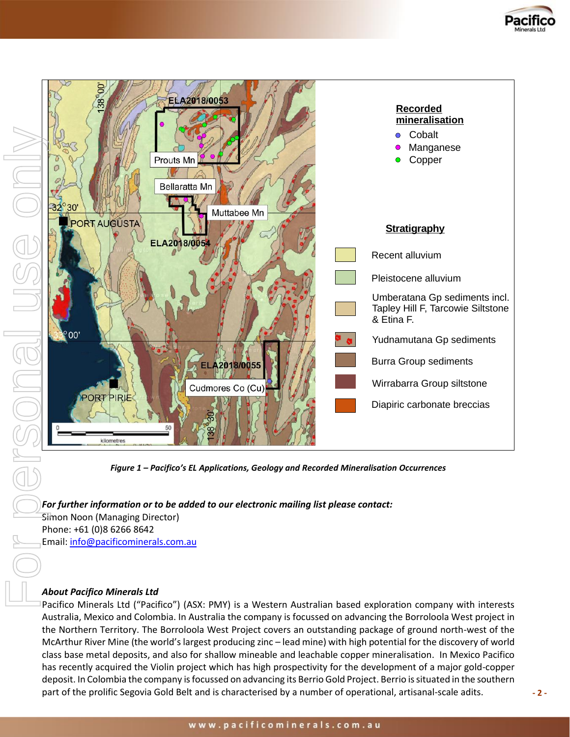*Figure 1 – Pacifico's EL Applications, Geology and Recorded Mineralisation Occurrences*

***For further information or to be added to our electronic mailing list please contact:***

Simon Noon (Managing Director)
Phone: +61 (0)8 6266 8642
Email: info@pacificominerals.com.au

***About Pacifico Minerals Ltd***

Pacifico Minerals Ltd ("Pacifico") (ASX: PMY) is a Western Australian based exploration company with interests Australia, Mexico and Colombia. In Australia the company is focussed on advancing the Borroloola West project in the Northern Territory. The Borroloola West Project covers an outstanding package of ground north-west of the McArthur River Mine (the world's largest producing zinc – lead mine) with high potential for the discovery of world class base metal deposits, and also for shallow mineable and leachable copper mineralisation. In Mexico Pacifico has recently acquired the Violin project which has high prospectivity for the development of a major gold-copper deposit. In Colombia the company is focussed on advancing its Berrio Gold Project. Berrio is situated in the southern part of the prolific Segovia Gold Belt and is characterised by a number of operational, artisanal-scale adits.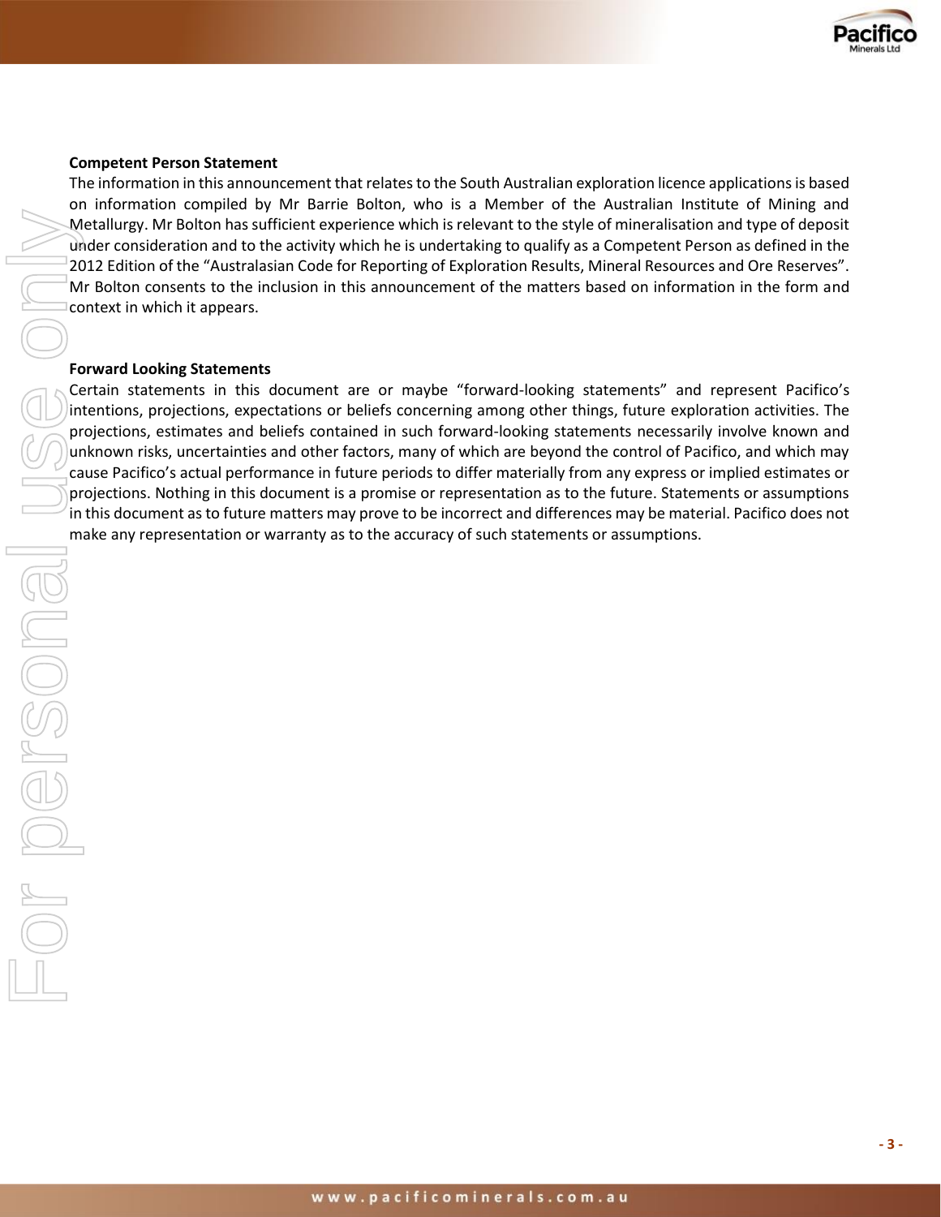**Competent Person Statement**

The information in this announcement that relates to the South Australian exploration licence applications is based on information compiled by Mr Barrie Bolton, who is a Member of the Australian Institute of Mining and Metallurgy. Mr Bolton has sufficient experience which is relevant to the style of mineralisation and type of deposit under consideration and to the activity which he is undertaking to qualify as a Competent Person as defined in the 2012 Edition of the "Australasian Code for Reporting of Exploration Results, Mineral Resources and Ore Reserves". Mr Bolton consents to the inclusion in this announcement of the matters based on information in the form and context in which it appears.

**Forward Looking Statements**

Certain statements in this document are or maybe "forward-looking statements" and represent Pacifico's intentions, projections, expectations or beliefs concerning among other things, future exploration activities. The projections, estimates and beliefs contained in such forward-looking statements necessarily involve known and unknown risks, uncertainties and other factors, many of which are beyond the control of Pacifico, and which may cause Pacifico's actual performance in future periods to differ materially from any express or implied estimates or projections. Nothing in this document is a promise or representation as to the future. Statements or assumptions in this document as to future matters may prove to be incorrect and differences may be material. Pacifico does not make any representation or warranty as to the accuracy of such statements or assumptions.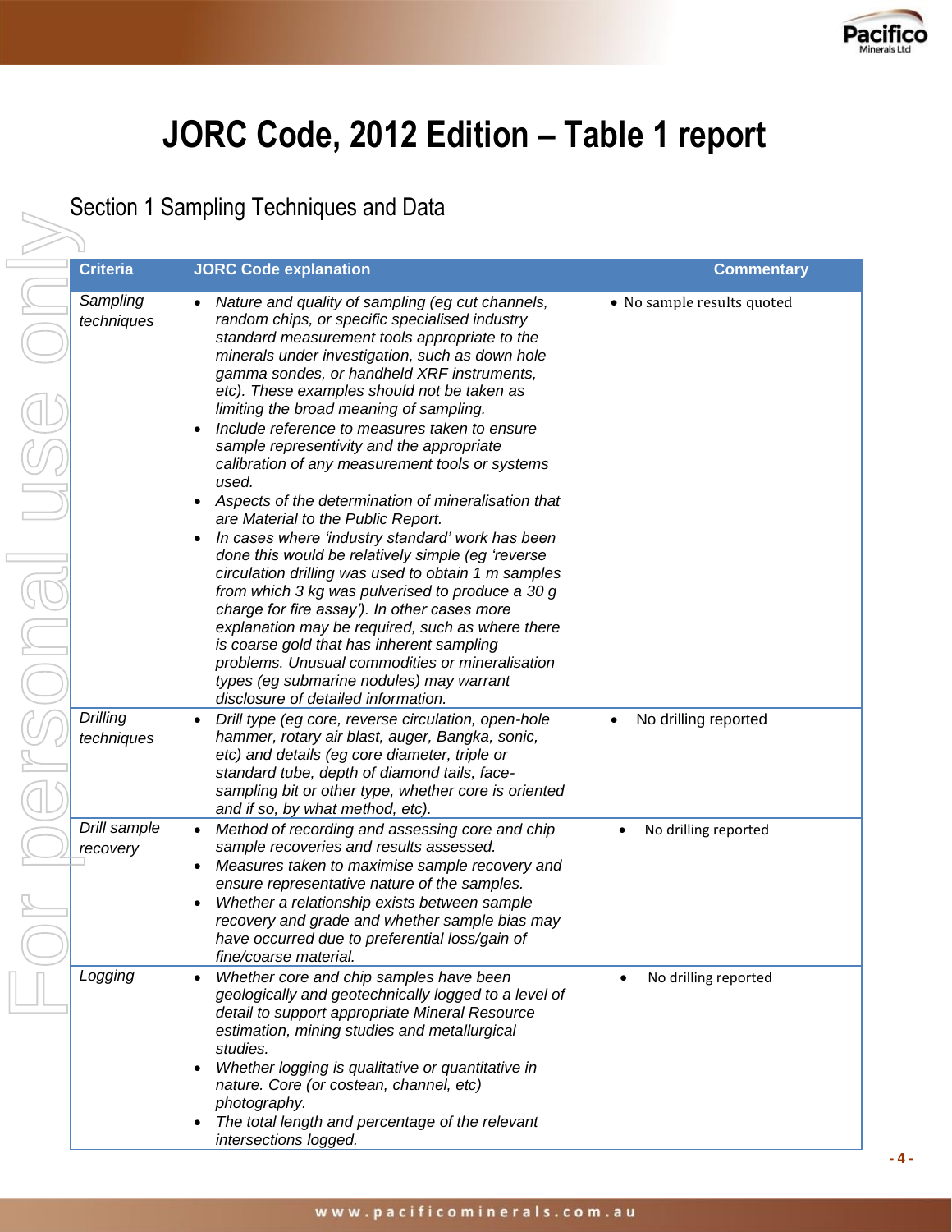# JORC Code, 2012 Edition – Table 1 report

## Section 1 Sampling Techniques and Data

| Criteria | JORC Code explanation | Commentary |
|---|---|---|
| *Sampling techniques* | • *Nature and quality of sampling (eg cut channels, random chips, or specific specialised industry standard measurement tools appropriate to the minerals under investigation, such as down hole gamma sondes, or handheld XRF instruments, etc). These examples should not be taken as limiting the broad meaning of sampling.* <br> • *Include reference to measures taken to ensure sample representivity and the appropriate calibration of any measurement tools or systems used.* <br> • *Aspects of the determination of mineralisation that are Material to the Public Report.* <br> • *In cases where 'industry standard' work has been done this would be relatively simple (eg 'reverse circulation drilling was used to obtain 1 m samples from which 3 kg was pulverised to produce a 30 g charge for fire assay'). In other cases more explanation may be required, such as where there is coarse gold that has inherent sampling problems. Unusual commodities or mineralisation types (eg submarine nodules) may warrant disclosure of detailed information.* | • No sample results quoted |
| *Drilling techniques* | • *Drill type (eg core, reverse circulation, open-hole hammer, rotary air blast, auger, Bangka, sonic, etc) and details (eg core diameter, triple or standard tube, depth of diamond tails, face-sampling bit or other type, whether core is oriented and if so, by what method, etc).* | • No drilling reported |
| *Drill sample recovery* | • *Method of recording and assessing core and chip sample recoveries and results assessed.* <br> • *Measures taken to maximise sample recovery and ensure representative nature of the samples.* <br> • *Whether a relationship exists between sample recovery and grade and whether sample bias may have occurred due to preferential loss/gain of fine/coarse material.* | • No drilling reported |
| *Logging* | • *Whether core and chip samples have been geologically and geotechnically logged to a level of detail to support appropriate Mineral Resource estimation, mining studies and metallurgical studies.* <br> • *Whether logging is qualitative or quantitative in nature. Core (or costean, channel, etc) photography.* <br> • *The total length and percentage of the relevant intersections logged.* | • No drilling reported |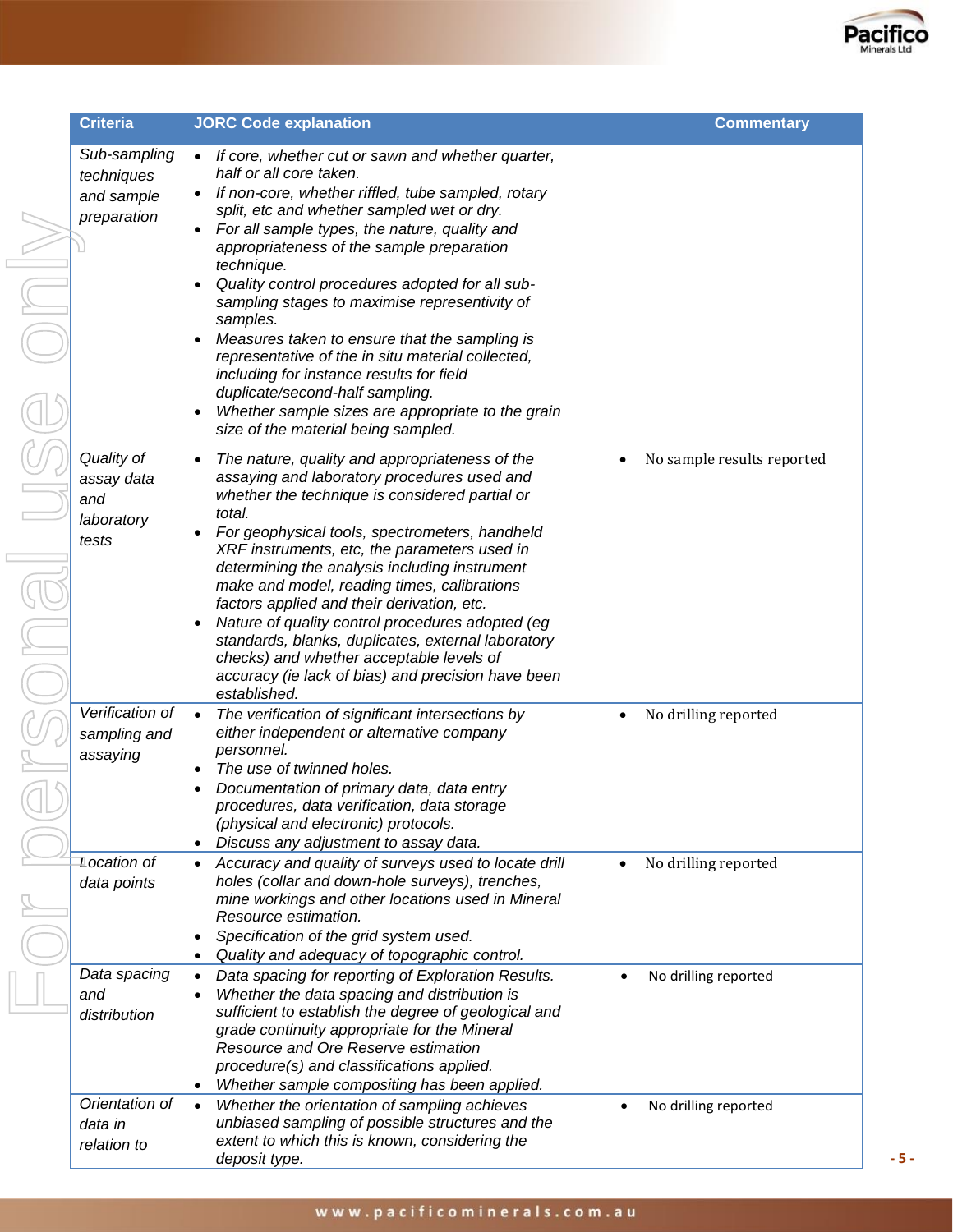| Criteria | JORC Code explanation | Commentary |
|---|---|---|
| *Sub-sampling techniques and sample preparation* | • *If core, whether cut or sawn and whether quarter, half or all core taken.*<br>• *If non-core, whether riffled, tube sampled, rotary split, etc and whether sampled wet or dry.*<br>• *For all sample types, the nature, quality and appropriateness of the sample preparation technique.*<br>• *Quality control procedures adopted for all sub-sampling stages to maximise representivity of samples.*<br>• *Measures taken to ensure that the sampling is representative of the in situ material collected, including for instance results for field duplicate/second-half sampling.*<br>• *Whether sample sizes are appropriate to the grain size of the material being sampled.* | |
| *Quality of assay data and laboratory tests* | • *The nature, quality and appropriateness of the assaying and laboratory procedures used and whether the technique is considered partial or total.*<br>• *For geophysical tools, spectrometers, handheld XRF instruments, etc, the parameters used in determining the analysis including instrument make and model, reading times, calibrations factors applied and their derivation, etc.*<br>• *Nature of quality control procedures adopted (eg standards, blanks, duplicates, external laboratory checks) and whether acceptable levels of accuracy (ie lack of bias) and precision have been established.* | • No sample results reported |
| *Verification of sampling and assaying* | • *The verification of significant intersections by either independent or alternative company personnel.*<br>• *The use of twinned holes.*<br>• *Documentation of primary data, data entry procedures, data verification, data storage (physical and electronic) protocols.*<br>• *Discuss any adjustment to assay data.* | • No drilling reported |
| *Location of data points* | • *Accuracy and quality of surveys used to locate drill holes (collar and down-hole surveys), trenches, mine workings and other locations used in Mineral Resource estimation.*<br>• *Specification of the grid system used.*<br>• *Quality and adequacy of topographic control.* | • No drilling reported |
| *Data spacing and distribution* | • *Data spacing for reporting of Exploration Results.*<br>• *Whether the data spacing and distribution is sufficient to establish the degree of geological and grade continuity appropriate for the Mineral Resource and Ore Reserve estimation procedure(s) and classifications applied.*<br>• *Whether sample compositing has been applied.* | • No drilling reported |
| *Orientation of data in relation to* | • *Whether the orientation of sampling achieves unbiased sampling of possible structures and the extent to which this is known, considering the deposit type.* | • No drilling reported |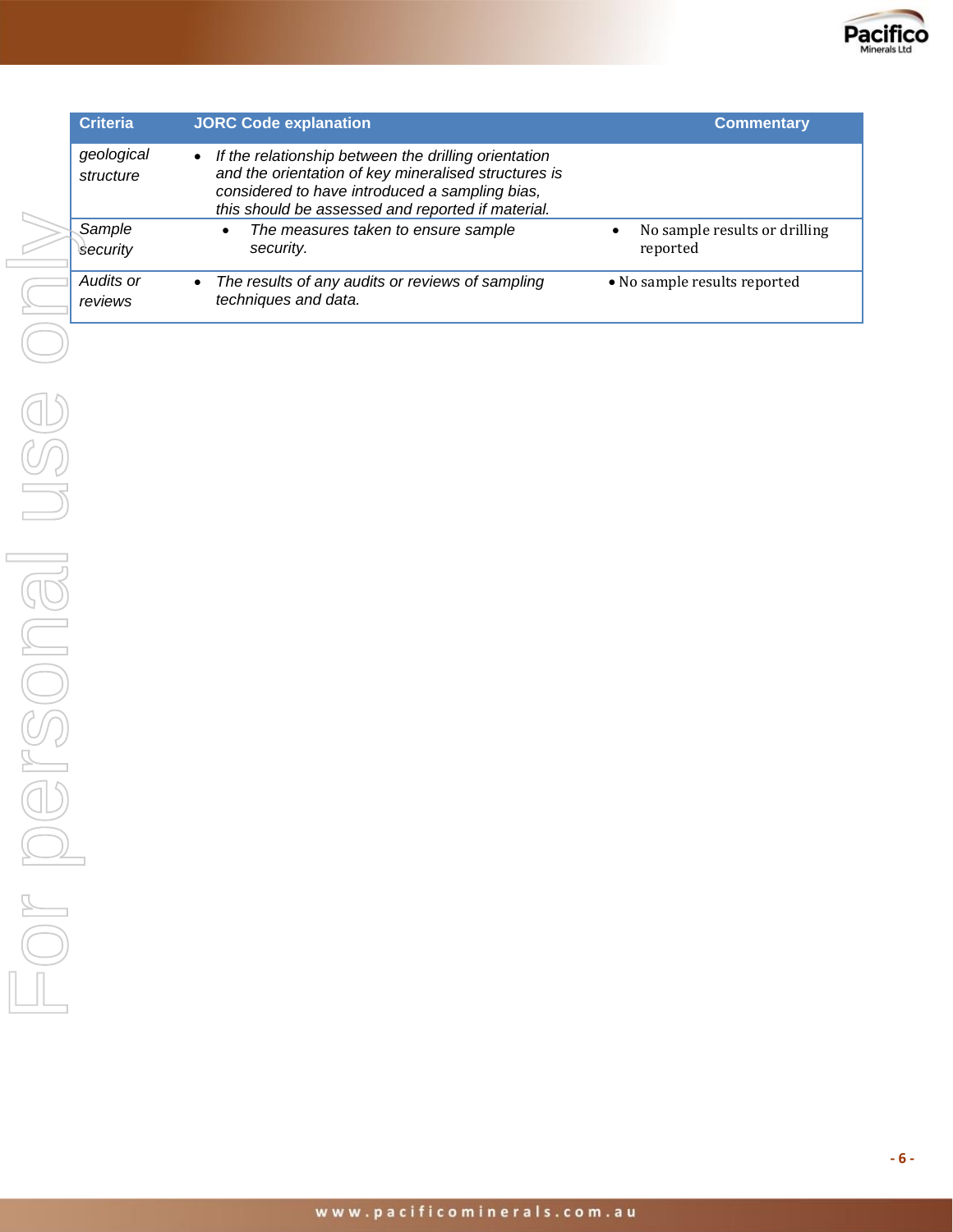| Criteria | JORC Code explanation | Commentary |
| --- | --- | --- |
| *geological structure* | • *If the relationship between the drilling orientation and the orientation of key mineralised structures is considered to have introduced a sampling bias, this should be assessed and reported if material.* | |
| *Sample security* | • *The measures taken to ensure sample security.* | • No sample results or drilling reported |
| *Audits or reviews* | • *The results of any audits or reviews of sampling techniques and data.* | • No sample results reported |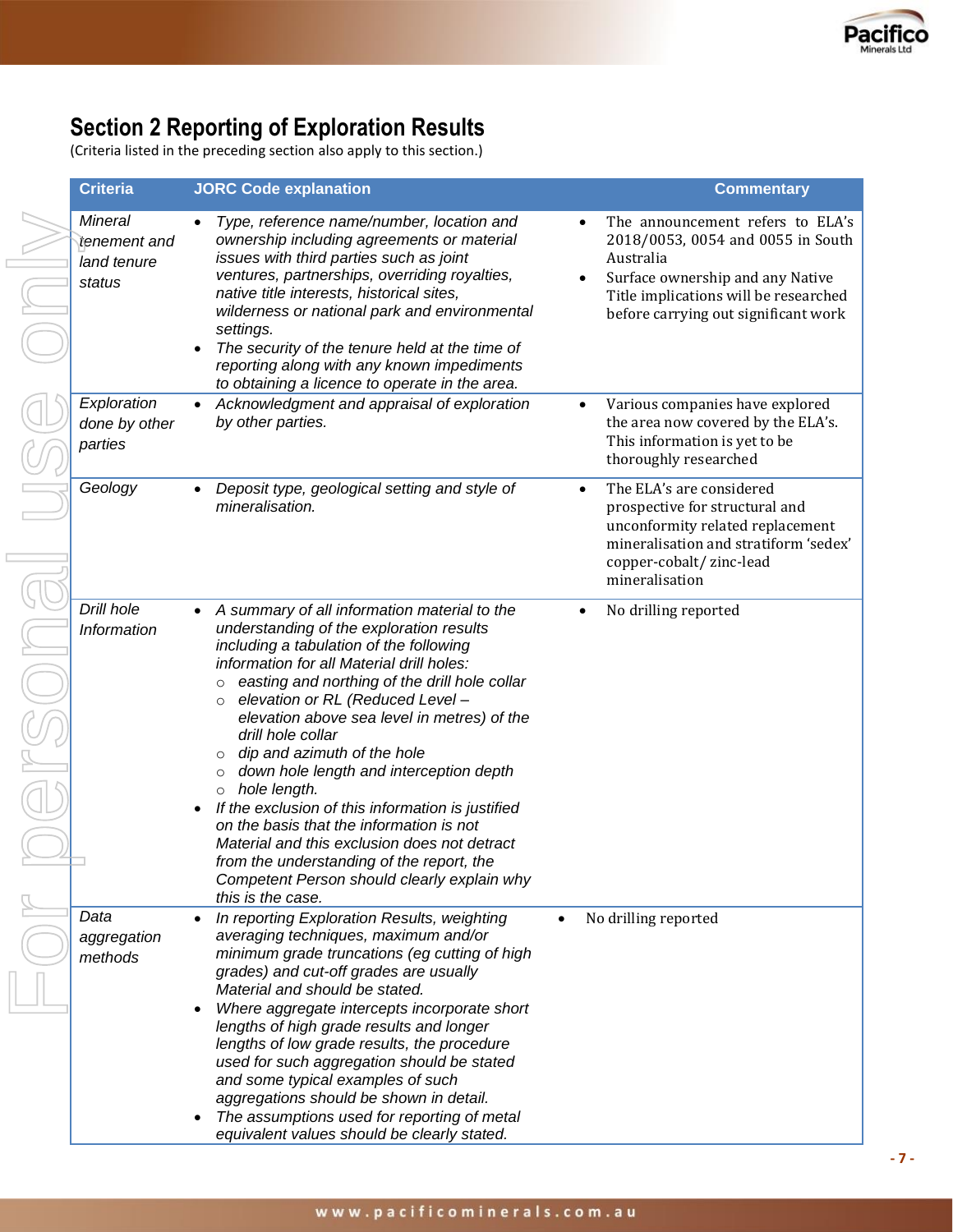## Section 2 Reporting of Exploration Results

(Criteria listed in the preceding section also apply to this section.)

| Criteria | JORC Code explanation | Commentary |
|---|---|---|
| *Mineral tenement and land tenure status* | • *Type, reference name/number, location and ownership including agreements or material issues with third parties such as joint ventures, partnerships, overriding royalties, native title interests, historical sites, wilderness or national park and environmental settings.*<br>• *The security of the tenure held at the time of reporting along with any known impediments to obtaining a licence to operate in the area.* | • The announcement refers to ELA's 2018/0053, 0054 and 0055 in South Australia<br>• Surface ownership and any Native Title implications will be researched before carrying out significant work |
| *Exploration done by other parties* | • *Acknowledgment and appraisal of exploration by other parties.* | • Various companies have explored the area now covered by the ELA's. This information is yet to be thoroughly researched |
| *Geology* | • *Deposit type, geological setting and style of mineralisation.* | • The ELA's are considered prospective for structural and unconformity related replacement mineralisation and stratiform 'sedex' copper-cobalt/ zinc-lead mineralisation |
| *Drill hole Information* | • *A summary of all information material to the understanding of the exploration results including a tabulation of the following information for all Material drill holes:*<br>○ *easting and northing of the drill hole collar*<br>○ *elevation or RL (Reduced Level – elevation above sea level in metres) of the drill hole collar*<br>○ *dip and azimuth of the hole*<br>○ *down hole length and interception depth*<br>○ *hole length.*<br>• *If the exclusion of this information is justified on the basis that the information is not Material and this exclusion does not detract from the understanding of the report, the Competent Person should clearly explain why this is the case.* | • No drilling reported |
| *Data aggregation methods* | • *In reporting Exploration Results, weighting averaging techniques, maximum and/or minimum grade truncations (eg cutting of high grades) and cut-off grades are usually Material and should be stated.*<br>• *Where aggregate intercepts incorporate short lengths of high grade results and longer lengths of low grade results, the procedure used for such aggregation should be stated and some typical examples of such aggregations should be shown in detail.*<br>• *The assumptions used for reporting of metal equivalent values should be clearly stated.* | • No drilling reported |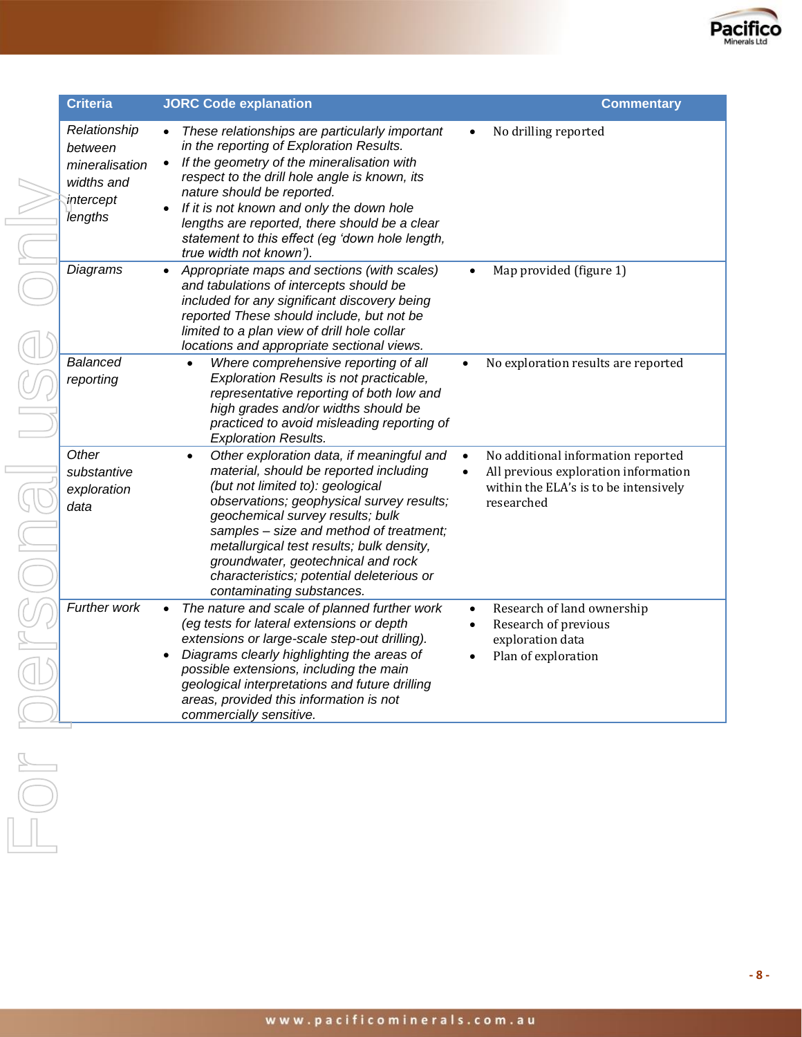| Criteria | JORC Code explanation | Commentary |
| --- | --- | --- |
| *Relationship between mineralisation widths and intercept lengths* | • *These relationships are particularly important in the reporting of Exploration Results.*<br>• *If the geometry of the mineralisation with respect to the drill hole angle is known, its nature should be reported.*<br>• *If it is not known and only the down hole lengths are reported, there should be a clear statement to this effect (eg 'down hole length, true width not known').* | • No drilling reported |
| *Diagrams* | • *Appropriate maps and sections (with scales) and tabulations of intercepts should be included for any significant discovery being reported These should include, but not be limited to a plan view of drill hole collar locations and appropriate sectional views.* | • Map provided (figure 1) |
| *Balanced reporting* | • *Where comprehensive reporting of all Exploration Results is not practicable, representative reporting of both low and high grades and/or widths should be practiced to avoid misleading reporting of Exploration Results.* | • No exploration results are reported |
| *Other substantive exploration data* | • *Other exploration data, if meaningful and material, should be reported including (but not limited to): geological observations; geophysical survey results; geochemical survey results; bulk samples – size and method of treatment; metallurgical test results; bulk density, groundwater, geotechnical and rock characteristics; potential deleterious or contaminating substances.* | • No additional information reported<br>• All previous exploration information within the ELA's is to be intensively researched |
| *Further work* | • *The nature and scale of planned further work (eg tests for lateral extensions or depth extensions or large-scale step-out drilling).*<br>• *Diagrams clearly highlighting the areas of possible extensions, including the main geological interpretations and future drilling areas, provided this information is not commercially sensitive.* | • Research of land ownership<br>• Research of previous exploration data<br>• Plan of exploration |